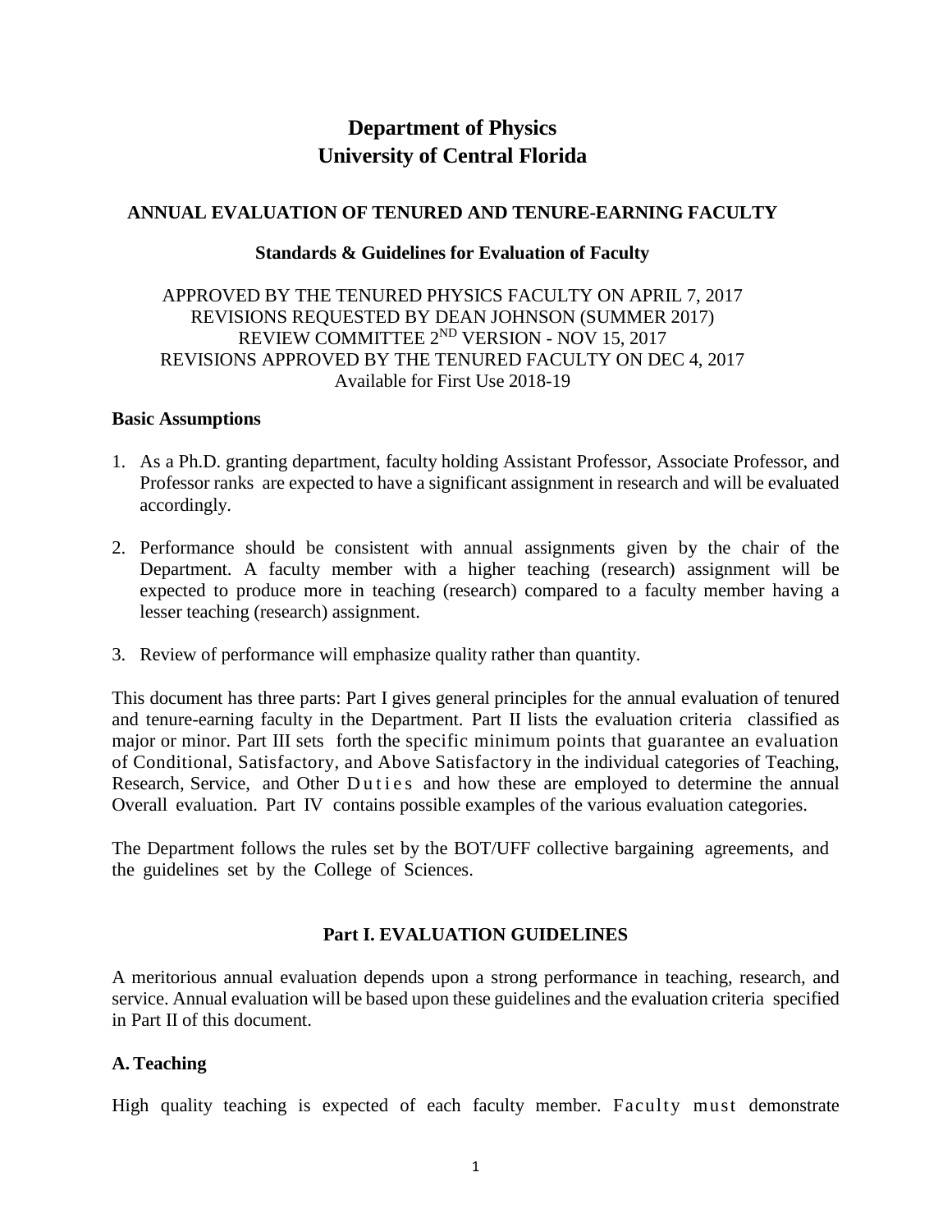# Department of Physics
# University of Central Florida

## ANNUAL EVALUATION OF TENURED AND TENURE-EARNING FACULTY

### Standards & Guidelines for Evaluation of Faculty

APPROVED BY THE TENURED PHYSICS FACULTY ON APRIL 7, 2017
REVISIONS REQUESTED BY DEAN JOHNSON (SUMMER 2017)
REVIEW COMMITTEE 2ND VERSION - NOV 15, 2017
REVISIONS APPROVED BY THE TENURED FACULTY ON DEC 4, 2017
Available for First Use 2018-19

**Basic Assumptions**

1. As a Ph.D. granting department, faculty holding Assistant Professor, Associate Professor, and Professor ranks are expected to have a significant assignment in research and will be evaluated accordingly.

2. Performance should be consistent with annual assignments given by the chair of the Department. A faculty member with a higher teaching (research) assignment will be expected to produce more in teaching (research) compared to a faculty member having a lesser teaching (research) assignment.

3. Review of performance will emphasize quality rather than quantity.

This document has three parts: Part I gives general principles for the annual evaluation of tenured and tenure-earning faculty in the Department. Part II lists the evaluation criteria classified as major or minor. Part III sets forth the specific minimum points that guarantee an evaluation of Conditional, Satisfactory, and Above Satisfactory in the individual categories of Teaching, Research, Service, and Other Duties and how these are employed to determine the annual Overall evaluation. Part IV contains possible examples of the various evaluation categories.

The Department follows the rules set by the BOT/UFF collective bargaining agreements, and the guidelines set by the College of Sciences.

## Part I. EVALUATION GUIDELINES

A meritorious annual evaluation depends upon a strong performance in teaching, research, and service. Annual evaluation will be based upon these guidelines and the evaluation criteria specified in Part II of this document.

### A. Teaching

High quality teaching is expected of each faculty member. Faculty must demonstrate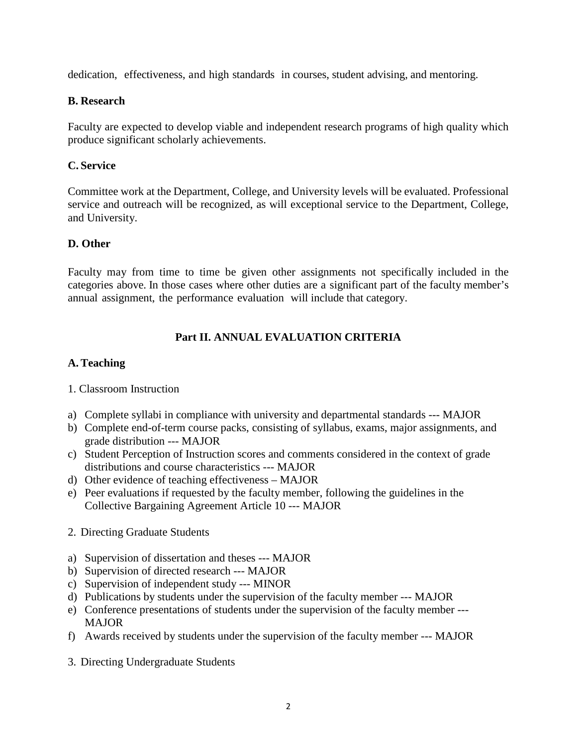dedication, effectiveness, and high standards in courses, student advising, and mentoring.

### B. Research

Faculty are expected to develop viable and independent research programs of high quality which produce significant scholarly achievements.

### C. Service

Committee work at the Department, College, and University levels will be evaluated. Professional service and outreach will be recognized, as will exceptional service to the Department, College, and University.

### D. Other

Faculty may from time to time be given other assignments not specifically included in the categories above. In those cases where other duties are a significant part of the faculty member's annual assignment, the performance evaluation will include that category.

## Part II. ANNUAL EVALUATION CRITERIA

### A. Teaching

1. Classroom Instruction

a) Complete syllabi in compliance with university and departmental standards --- MAJOR
b) Complete end-of-term course packs, consisting of syllabus, exams, major assignments, and grade distribution --- MAJOR
c) Student Perception of Instruction scores and comments considered in the context of grade distributions and course characteristics --- MAJOR
d) Other evidence of teaching effectiveness – MAJOR
e) Peer evaluations if requested by the faculty member, following the guidelines in the Collective Bargaining Agreement Article 10 --- MAJOR

2. Directing Graduate Students

a) Supervision of dissertation and theses --- MAJOR
b) Supervision of directed research --- MAJOR
c) Supervision of independent study --- MINOR
d) Publications by students under the supervision of the faculty member --- MAJOR
e) Conference presentations of students under the supervision of the faculty member --- MAJOR
f) Awards received by students under the supervision of the faculty member --- MAJOR

3. Directing Undergraduate Students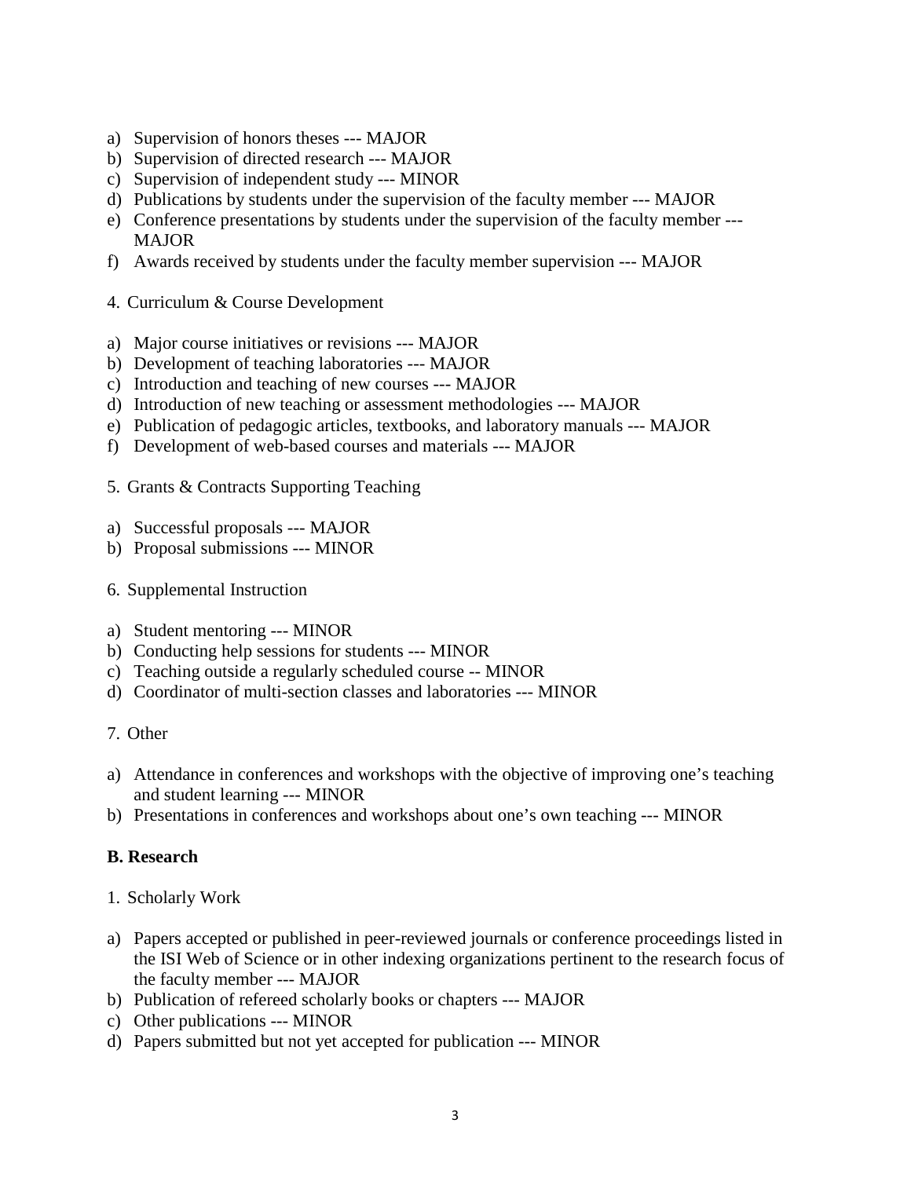a) Supervision of honors theses --- MAJOR
b) Supervision of directed research --- MAJOR
c) Supervision of independent study --- MINOR
d) Publications by students under the supervision of the faculty member --- MAJOR
e) Conference presentations by students under the supervision of the faculty member --- MAJOR
f) Awards received by students under the faculty member supervision --- MAJOR

4. Curriculum & Course Development

a) Major course initiatives or revisions --- MAJOR
b) Development of teaching laboratories --- MAJOR
c) Introduction and teaching of new courses --- MAJOR
d) Introduction of new teaching or assessment methodologies --- MAJOR
e) Publication of pedagogic articles, textbooks, and laboratory manuals --- MAJOR
f) Development of web-based courses and materials --- MAJOR

5. Grants & Contracts Supporting Teaching

a) Successful proposals --- MAJOR
b) Proposal submissions --- MINOR

6. Supplemental Instruction

a) Student mentoring --- MINOR
b) Conducting help sessions for students --- MINOR
c) Teaching outside a regularly scheduled course -- MINOR
d) Coordinator of multi-section classes and laboratories --- MINOR

7. Other

a) Attendance in conferences and workshops with the objective of improving one's teaching and student learning --- MINOR
b) Presentations in conferences and workshops about one's own teaching --- MINOR

**B. Research**

1. Scholarly Work

a) Papers accepted or published in peer-reviewed journals or conference proceedings listed in the ISI Web of Science or in other indexing organizations pertinent to the research focus of the faculty member --- MAJOR
b) Publication of refereed scholarly books or chapters --- MAJOR
c) Other publications --- MINOR
d) Papers submitted but not yet accepted for publication --- MINOR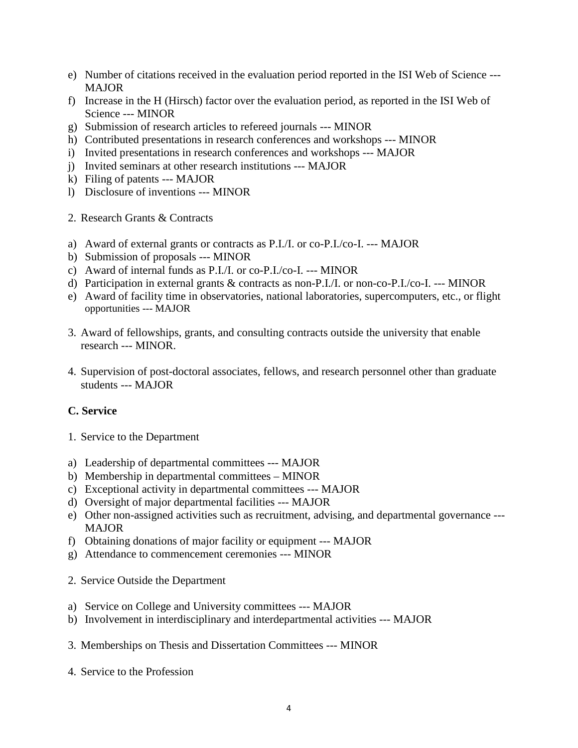e) Number of citations received in the evaluation period reported in the ISI Web of Science --- MAJOR
f) Increase in the H (Hirsch) factor over the evaluation period, as reported in the ISI Web of Science --- MINOR
g) Submission of research articles to refereed journals --- MINOR
h) Contributed presentations in research conferences and workshops --- MINOR
i) Invited presentations in research conferences and workshops --- MAJOR
j) Invited seminars at other research institutions --- MAJOR
k) Filing of patents --- MAJOR
l) Disclosure of inventions --- MINOR

2. Research Grants & Contracts

a) Award of external grants or contracts as P.I./I. or co-P.I./co-I. --- MAJOR
b) Submission of proposals --- MINOR
c) Award of internal funds as P.I./I. or co-P.I./co-I. --- MINOR
d) Participation in external grants & contracts as non-P.I./I. or non-co-P.I./co-I. --- MINOR
e) Award of facility time in observatories, national laboratories, supercomputers, etc., or flight opportunities --- MAJOR

3. Award of fellowships, grants, and consulting contracts outside the university that enable research --- MINOR.

4. Supervision of post-doctoral associates, fellows, and research personnel other than graduate students --- MAJOR

**C. Service**

1. Service to the Department

a) Leadership of departmental committees --- MAJOR
b) Membership in departmental committees – MINOR
c) Exceptional activity in departmental committees --- MAJOR
d) Oversight of major departmental facilities --- MAJOR
e) Other non-assigned activities such as recruitment, advising, and departmental governance --- MAJOR
f) Obtaining donations of major facility or equipment --- MAJOR
g) Attendance to commencement ceremonies --- MINOR

2. Service Outside the Department

a) Service on College and University committees --- MAJOR
b) Involvement in interdisciplinary and interdepartmental activities --- MAJOR

3. Memberships on Thesis and Dissertation Committees --- MINOR

4. Service to the Profession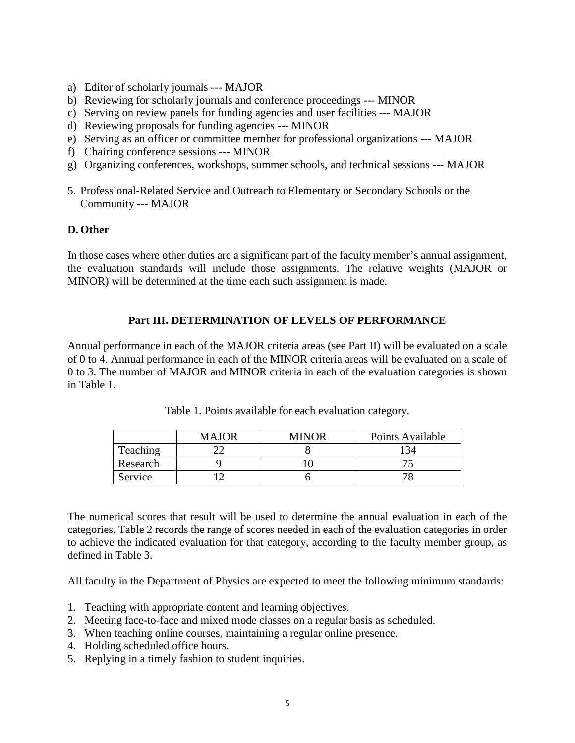a) Editor of scholarly journals --- MAJOR
b) Reviewing for scholarly journals and conference proceedings --- MINOR
c) Serving on review panels for funding agencies and user facilities --- MAJOR
d) Reviewing proposals for funding agencies --- MINOR
e) Serving as an officer or committee member for professional organizations --- MAJOR
f) Chairing conference sessions --- MINOR
g) Organizing conferences, workshops, summer schools, and technical sessions --- MAJOR

5. Professional-Related Service and Outreach to Elementary or Secondary Schools or the Community --- MAJOR

**D. Other**

In those cases where other duties are a significant part of the faculty member's annual assignment, the evaluation standards will include those assignments. The relative weights (MAJOR or MINOR) will be determined at the time each such assignment is made.

## Part III. DETERMINATION OF LEVELS OF PERFORMANCE

Annual performance in each of the MAJOR criteria areas (see Part II) will be evaluated on a scale of 0 to 4. Annual performance in each of the MINOR criteria areas will be evaluated on a scale of 0 to 3. The number of MAJOR and MINOR criteria in each of the evaluation categories is shown in Table 1.

Table 1. Points available for each evaluation category.

| | MAJOR | MINOR | Points Available |
|---|---|---|---|
| Teaching | 22 | 8 | 134 |
| Research | 9 | 10 | 75 |
| Service | 12 | 6 | 78 |

The numerical scores that result will be used to determine the annual evaluation in each of the categories. Table 2 records the range of scores needed in each of the evaluation categories in order to achieve the indicated evaluation for that category, according to the faculty member group, as defined in Table 3.

All faculty in the Department of Physics are expected to meet the following minimum standards:

1. Teaching with appropriate content and learning objectives.
2. Meeting face-to-face and mixed mode classes on a regular basis as scheduled.
3. When teaching online courses, maintaining a regular online presence.
4. Holding scheduled office hours.
5. Replying in a timely fashion to student inquiries.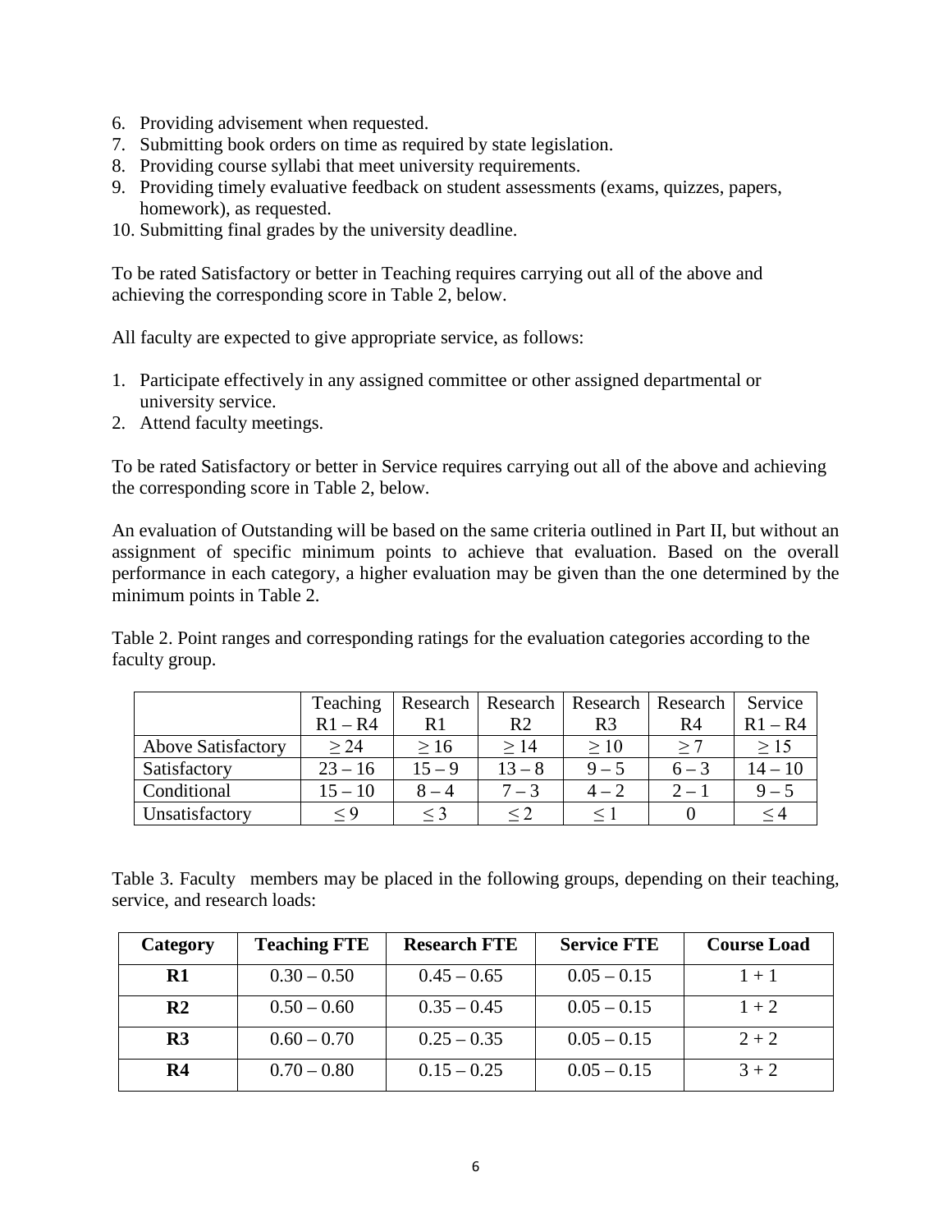6. Providing advisement when requested.
7. Submitting book orders on time as required by state legislation.
8. Providing course syllabi that meet university requirements.
9. Providing timely evaluative feedback on student assessments (exams, quizzes, papers, homework), as requested.
10. Submitting final grades by the university deadline.

To be rated Satisfactory or better in Teaching requires carrying out all of the above and achieving the corresponding score in Table 2, below.

All faculty are expected to give appropriate service, as follows:

1. Participate effectively in any assigned committee or other assigned departmental or university service.
2. Attend faculty meetings.

To be rated Satisfactory or better in Service requires carrying out all of the above and achieving the corresponding score in Table 2, below.

An evaluation of Outstanding will be based on the same criteria outlined in Part II, but without an assignment of specific minimum points to achieve that evaluation. Based on the overall performance in each category, a higher evaluation may be given than the one determined by the minimum points in Table 2.

Table 2. Point ranges and corresponding ratings for the evaluation categories according to the faculty group.

| | Teaching R1 – R4 | Research R1 | Research R2 | Research R3 | Research R4 | Service R1 – R4 |
|---|---|---|---|---|---|---|
| Above Satisfactory | ≥ 24 | ≥ 16 | ≥ 14 | ≥ 10 | ≥ 7 | ≥ 15 |
| Satisfactory | 23 – 16 | 15 – 9 | 13 – 8 | 9 – 5 | 6 – 3 | 14 – 10 |
| Conditional | 15 – 10 | 8 – 4 | 7 – 3 | 4 – 2 | 2 – 1 | 9 – 5 |
| Unsatisfactory | ≤ 9 | ≤ 3 | ≤ 2 | ≤ 1 | 0 | ≤ 4 |

Table 3. Faculty members may be placed in the following groups, depending on their teaching, service, and research loads:

| **Category** | **Teaching FTE** | **Research FTE** | **Service FTE** | **Course Load** |
|---|---|---|---|---|
| **R1** | 0.30 – 0.50 | 0.45 – 0.65 | 0.05 – 0.15 | 1 + 1 |
| **R2** | 0.50 – 0.60 | 0.35 – 0.45 | 0.05 – 0.15 | 1 + 2 |
| **R3** | 0.60 – 0.70 | 0.25 – 0.35 | 0.05 – 0.15 | 2 + 2 |
| **R4** | 0.70 – 0.80 | 0.15 – 0.25 | 0.05 – 0.15 | 3 + 2 |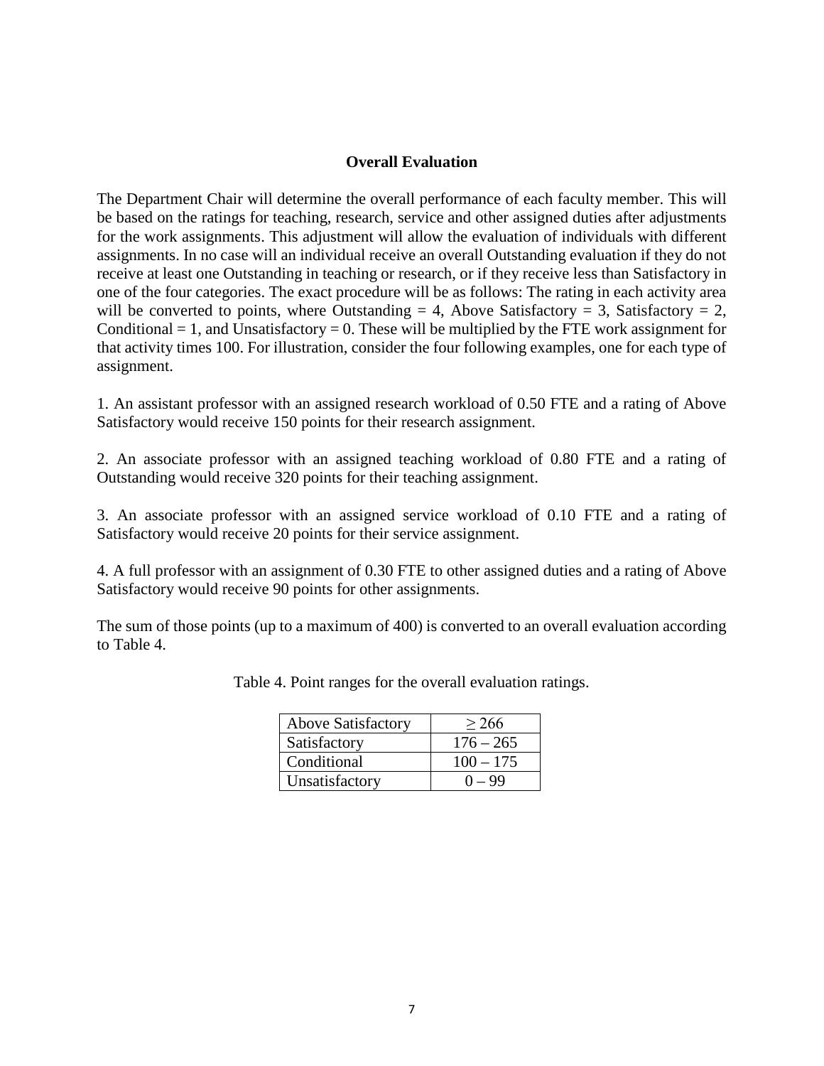## Overall Evaluation

The Department Chair will determine the overall performance of each faculty member. This will be based on the ratings for teaching, research, service and other assigned duties after adjustments for the work assignments. This adjustment will allow the evaluation of individuals with different assignments. In no case will an individual receive an overall Outstanding evaluation if they do not receive at least one Outstanding in teaching or research, or if they receive less than Satisfactory in one of the four categories. The exact procedure will be as follows: The rating in each activity area will be converted to points, where Outstanding = 4, Above Satisfactory = 3, Satisfactory = 2, Conditional = 1, and Unsatisfactory = 0. These will be multiplied by the FTE work assignment for that activity times 100. For illustration, consider the four following examples, one for each type of assignment.

1. An assistant professor with an assigned research workload of 0.50 FTE and a rating of Above Satisfactory would receive 150 points for their research assignment.

2. An associate professor with an assigned teaching workload of 0.80 FTE and a rating of Outstanding would receive 320 points for their teaching assignment.

3. An associate professor with an assigned service workload of 0.10 FTE and a rating of Satisfactory would receive 20 points for their service assignment.

4. A full professor with an assignment of 0.30 FTE to other assigned duties and a rating of Above Satisfactory would receive 90 points for other assignments.

The sum of those points (up to a maximum of 400) is converted to an overall evaluation according to Table 4.

Table 4. Point ranges for the overall evaluation ratings.

| | |
|---|---|
| Above Satisfactory | ≥ 266 |
| Satisfactory | 176 – 265 |
| Conditional | 100 – 175 |
| Unsatisfactory | 0 – 99 |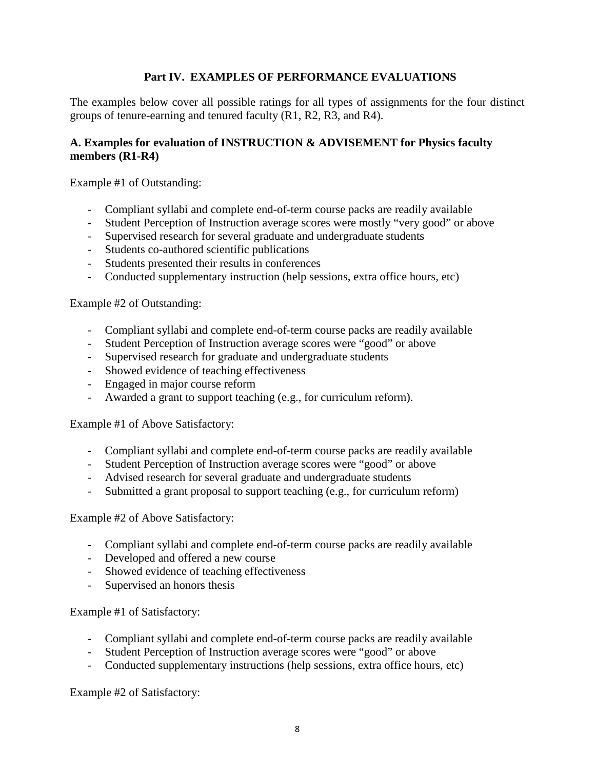## Part IV. EXAMPLES OF PERFORMANCE EVALUATIONS

The examples below cover all possible ratings for all types of assignments for the four distinct groups of tenure-earning and tenured faculty (R1, R2, R3, and R4).

### A. Examples for evaluation of INSTRUCTION & ADVISEMENT for Physics faculty members (R1-R4)

Example #1 of Outstanding:

- Compliant syllabi and complete end-of-term course packs are readily available
- Student Perception of Instruction average scores were mostly "very good" or above
- Supervised research for several graduate and undergraduate students
- Students co-authored scientific publications
- Students presented their results in conferences
- Conducted supplementary instruction (help sessions, extra office hours, etc)

Example #2 of Outstanding:

- Compliant syllabi and complete end-of-term course packs are readily available
- Student Perception of Instruction average scores were "good" or above
- Supervised research for graduate and undergraduate students
- Showed evidence of teaching effectiveness
- Engaged in major course reform
- Awarded a grant to support teaching (e.g., for curriculum reform).

Example #1 of Above Satisfactory:

- Compliant syllabi and complete end-of-term course packs are readily available
- Student Perception of Instruction average scores were "good" or above
- Advised research for several graduate and undergraduate students
- Submitted a grant proposal to support teaching (e.g., for curriculum reform)

Example #2 of Above Satisfactory:

- Compliant syllabi and complete end-of-term course packs are readily available
- Developed and offered a new course
- Showed evidence of teaching effectiveness
- Supervised an honors thesis

Example #1 of Satisfactory:

- Compliant syllabi and complete end-of-term course packs are readily available
- Student Perception of Instruction average scores were "good" or above
- Conducted supplementary instructions (help sessions, extra office hours, etc)

Example #2 of Satisfactory: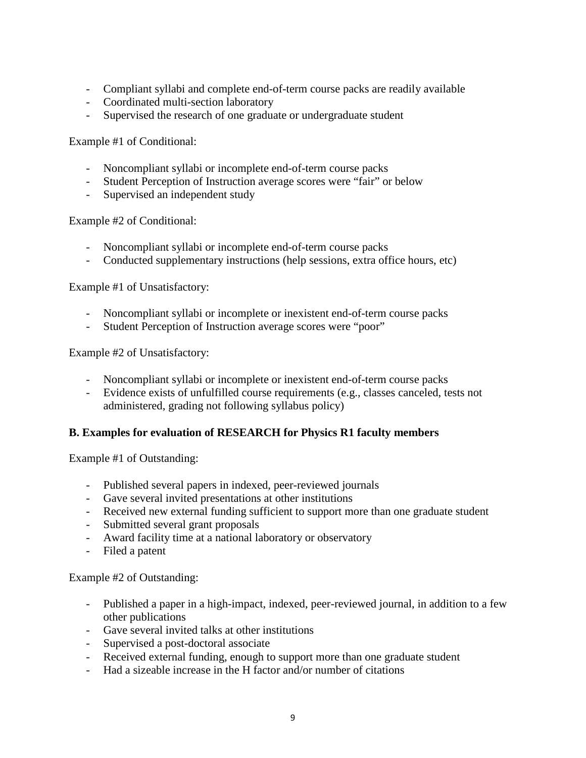- Compliant syllabi and complete end-of-term course packs are readily available
- Coordinated multi-section laboratory
- Supervised the research of one graduate or undergraduate student

Example #1 of Conditional:

- Noncompliant syllabi or incomplete end-of-term course packs
- Student Perception of Instruction average scores were "fair" or below
- Supervised an independent study

Example #2 of Conditional:

- Noncompliant syllabi or incomplete end-of-term course packs
- Conducted supplementary instructions (help sessions, extra office hours, etc)

Example #1 of Unsatisfactory:

- Noncompliant syllabi or incomplete or inexistent end-of-term course packs
- Student Perception of Instruction average scores were "poor"

Example #2 of Unsatisfactory:

- Noncompliant syllabi or incomplete or inexistent end-of-term course packs
- Evidence exists of unfulfilled course requirements (e.g., classes canceled, tests not administered, grading not following syllabus policy)

**B. Examples for evaluation of RESEARCH for Physics R1 faculty members**

Example #1 of Outstanding:

- Published several papers in indexed, peer-reviewed journals
- Gave several invited presentations at other institutions
- Received new external funding sufficient to support more than one graduate student
- Submitted several grant proposals
- Award facility time at a national laboratory or observatory
- Filed a patent

Example #2 of Outstanding:

- Published a paper in a high-impact, indexed, peer-reviewed journal, in addition to a few other publications
- Gave several invited talks at other institutions
- Supervised a post-doctoral associate
- Received external funding, enough to support more than one graduate student
- Had a sizeable increase in the H factor and/or number of citations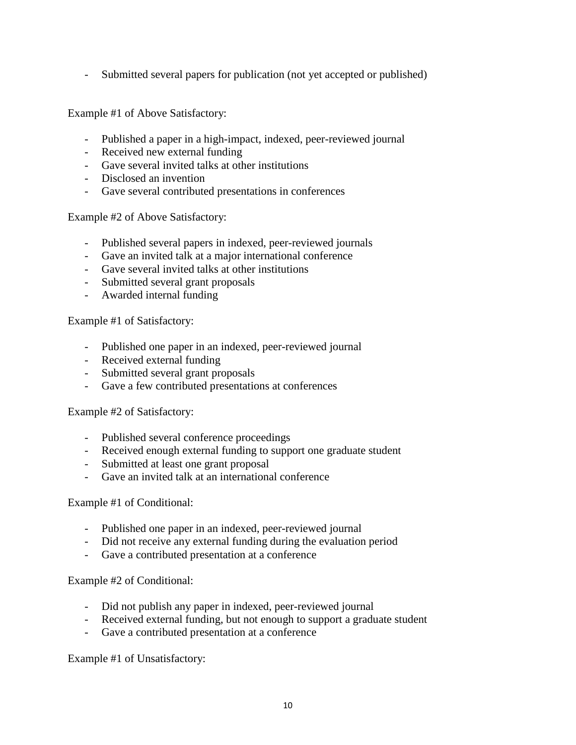- Submitted several papers for publication (not yet accepted or published)

Example #1 of Above Satisfactory:

- Published a paper in a high-impact, indexed, peer-reviewed journal
- Received new external funding
- Gave several invited talks at other institutions
- Disclosed an invention
- Gave several contributed presentations in conferences

Example #2 of Above Satisfactory:

- Published several papers in indexed, peer-reviewed journals
- Gave an invited talk at a major international conference
- Gave several invited talks at other institutions
- Submitted several grant proposals
- Awarded internal funding

Example #1 of Satisfactory:

- Published one paper in an indexed, peer-reviewed journal
- Received external funding
- Submitted several grant proposals
- Gave a few contributed presentations at conferences

Example #2 of Satisfactory:

- Published several conference proceedings
- Received enough external funding to support one graduate student
- Submitted at least one grant proposal
- Gave an invited talk at an international conference

Example #1 of Conditional:

- Published one paper in an indexed, peer-reviewed journal
- Did not receive any external funding during the evaluation period
- Gave a contributed presentation at a conference

Example #2 of Conditional:

- Did not publish any paper in indexed, peer-reviewed journal
- Received external funding, but not enough to support a graduate student
- Gave a contributed presentation at a conference

Example #1 of Unsatisfactory: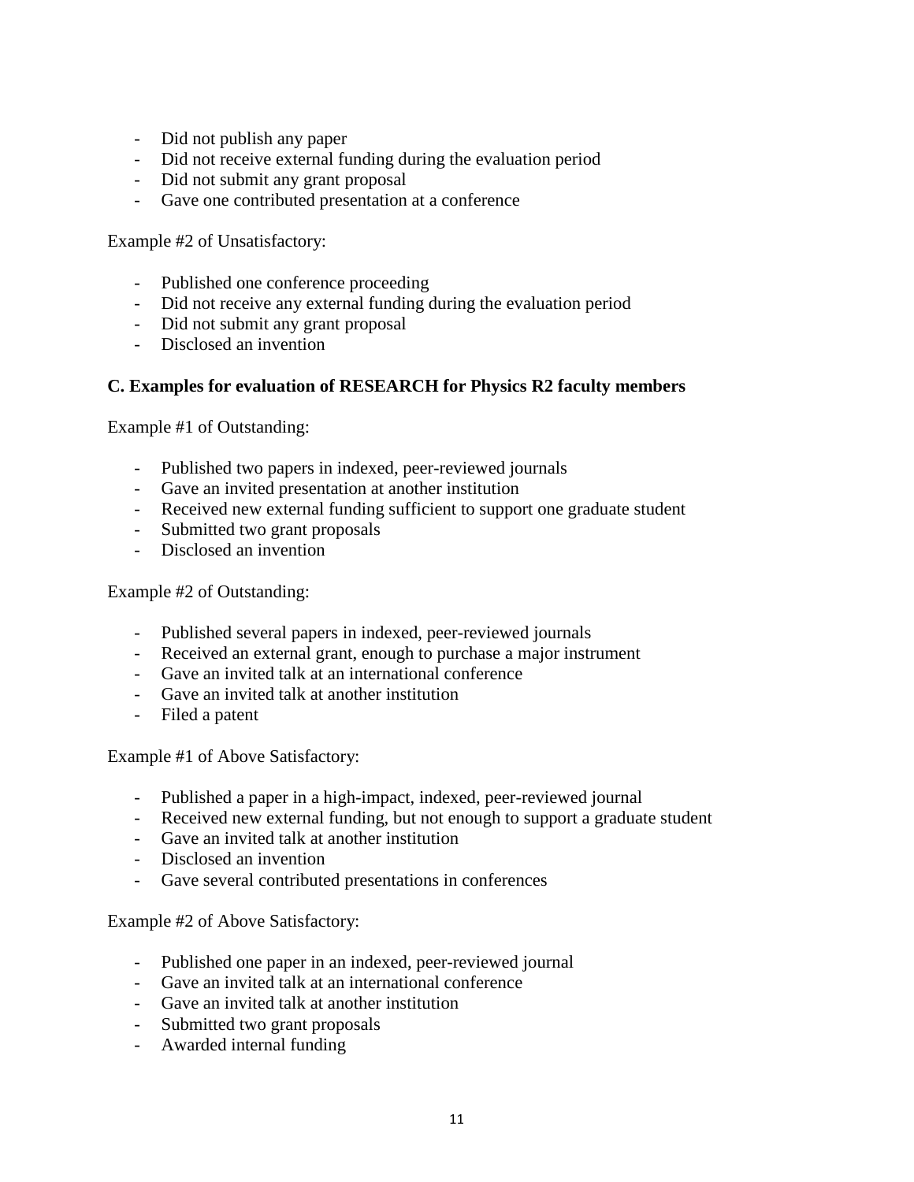- Did not publish any paper
- Did not receive external funding during the evaluation period
- Did not submit any grant proposal
- Gave one contributed presentation at a conference

Example #2 of Unsatisfactory:

- Published one conference proceeding
- Did not receive any external funding during the evaluation period
- Did not submit any grant proposal
- Disclosed an invention

**C. Examples for evaluation of RESEARCH for Physics R2 faculty members**

Example #1 of Outstanding:

- Published two papers in indexed, peer-reviewed journals
- Gave an invited presentation at another institution
- Received new external funding sufficient to support one graduate student
- Submitted two grant proposals
- Disclosed an invention

Example #2 of Outstanding:

- Published several papers in indexed, peer-reviewed journals
- Received an external grant, enough to purchase a major instrument
- Gave an invited talk at an international conference
- Gave an invited talk at another institution
- Filed a patent

Example #1 of Above Satisfactory:

- Published a paper in a high-impact, indexed, peer-reviewed journal
- Received new external funding, but not enough to support a graduate student
- Gave an invited talk at another institution
- Disclosed an invention
- Gave several contributed presentations in conferences

Example #2 of Above Satisfactory:

- Published one paper in an indexed, peer-reviewed journal
- Gave an invited talk at an international conference
- Gave an invited talk at another institution
- Submitted two grant proposals
- Awarded internal funding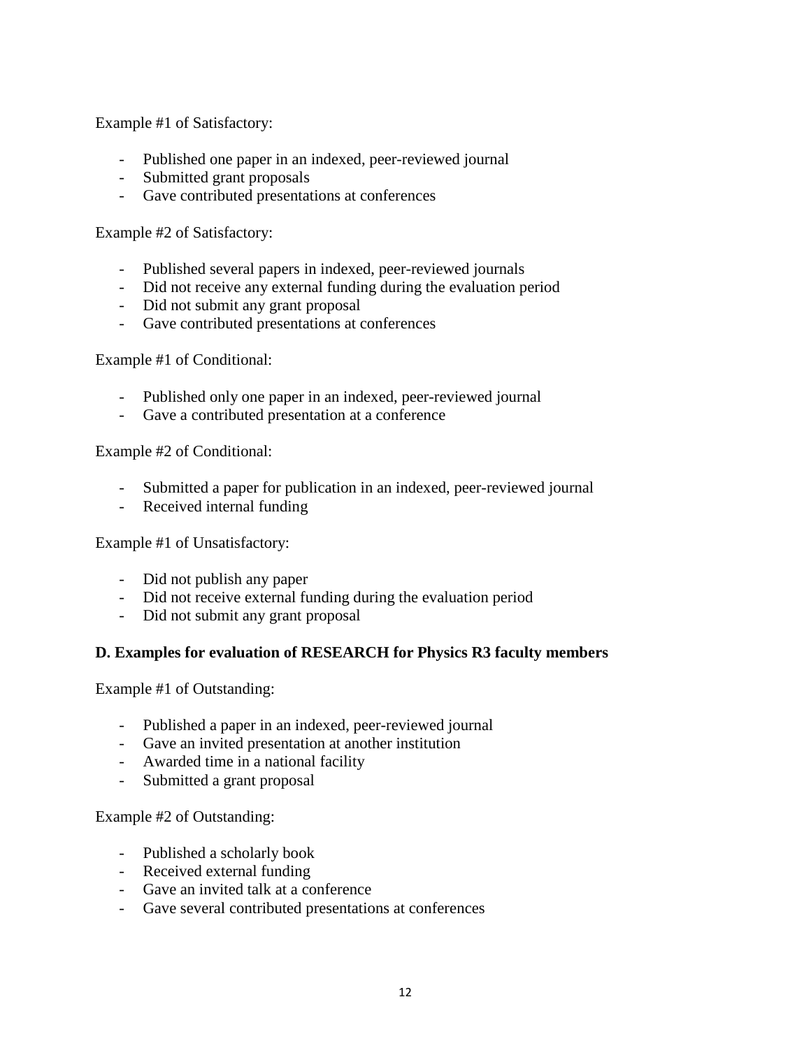Example #1 of Satisfactory:

- Published one paper in an indexed, peer-reviewed journal
- Submitted grant proposals
- Gave contributed presentations at conferences

Example #2 of Satisfactory:

- Published several papers in indexed, peer-reviewed journals
- Did not receive any external funding during the evaluation period
- Did not submit any grant proposal
- Gave contributed presentations at conferences

Example #1 of Conditional:

- Published only one paper in an indexed, peer-reviewed journal
- Gave a contributed presentation at a conference

Example #2 of Conditional:

- Submitted a paper for publication in an indexed, peer-reviewed journal
- Received internal funding

Example #1 of Unsatisfactory:

- Did not publish any paper
- Did not receive external funding during the evaluation period
- Did not submit any grant proposal

**D. Examples for evaluation of RESEARCH for Physics R3 faculty members**

Example #1 of Outstanding:

- Published a paper in an indexed, peer-reviewed journal
- Gave an invited presentation at another institution
- Awarded time in a national facility
- Submitted a grant proposal

Example #2 of Outstanding:

- Published a scholarly book
- Received external funding
- Gave an invited talk at a conference
- Gave several contributed presentations at conferences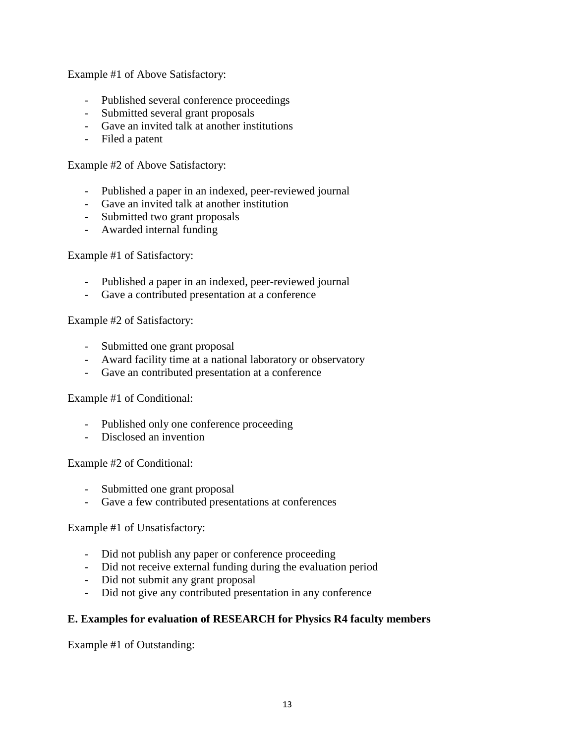Example #1 of Above Satisfactory:

- Published several conference proceedings
- Submitted several grant proposals
- Gave an invited talk at another institutions
- Filed a patent

Example #2 of Above Satisfactory:

- Published a paper in an indexed, peer-reviewed journal
- Gave an invited talk at another institution
- Submitted two grant proposals
- Awarded internal funding

Example #1 of Satisfactory:

- Published a paper in an indexed, peer-reviewed journal
- Gave a contributed presentation at a conference

Example #2 of Satisfactory:

- Submitted one grant proposal
- Award facility time at a national laboratory or observatory
- Gave an contributed presentation at a conference

Example #1 of Conditional:

- Published only one conference proceeding
- Disclosed an invention

Example #2 of Conditional:

- Submitted one grant proposal
- Gave a few contributed presentations at conferences

Example #1 of Unsatisfactory:

- Did not publish any paper or conference proceeding
- Did not receive external funding during the evaluation period
- Did not submit any grant proposal
- Did not give any contributed presentation in any conference

**E. Examples for evaluation of RESEARCH for Physics R4 faculty members**

Example #1 of Outstanding: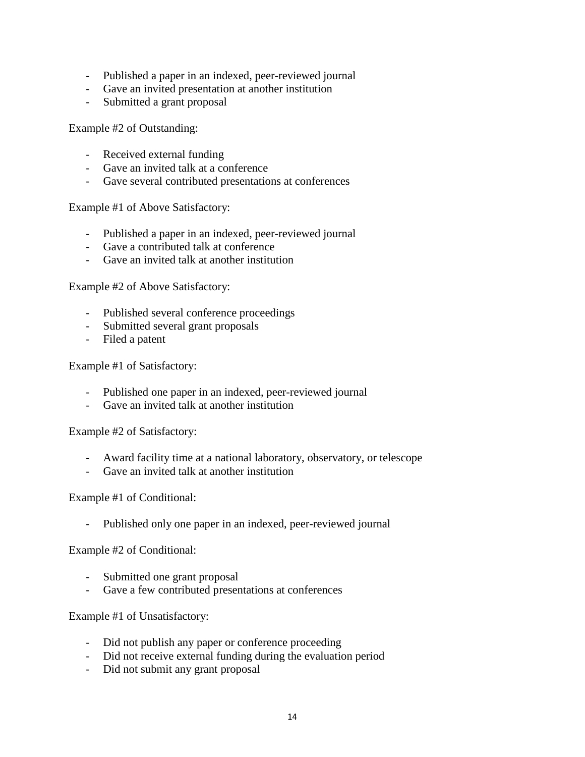- Published a paper in an indexed, peer-reviewed journal
- Gave an invited presentation at another institution
- Submitted a grant proposal

Example #2 of Outstanding:

- Received external funding
- Gave an invited talk at a conference
- Gave several contributed presentations at conferences

Example #1 of Above Satisfactory:

- Published a paper in an indexed, peer-reviewed journal
- Gave a contributed talk at conference
- Gave an invited talk at another institution

Example #2 of Above Satisfactory:

- Published several conference proceedings
- Submitted several grant proposals
- Filed a patent

Example #1 of Satisfactory:

- Published one paper in an indexed, peer-reviewed journal
- Gave an invited talk at another institution

Example #2 of Satisfactory:

- Award facility time at a national laboratory, observatory, or telescope
- Gave an invited talk at another institution

Example #1 of Conditional:

- Published only one paper in an indexed, peer-reviewed journal

Example #2 of Conditional:

- Submitted one grant proposal
- Gave a few contributed presentations at conferences

Example #1 of Unsatisfactory:

- Did not publish any paper or conference proceeding
- Did not receive external funding during the evaluation period
- Did not submit any grant proposal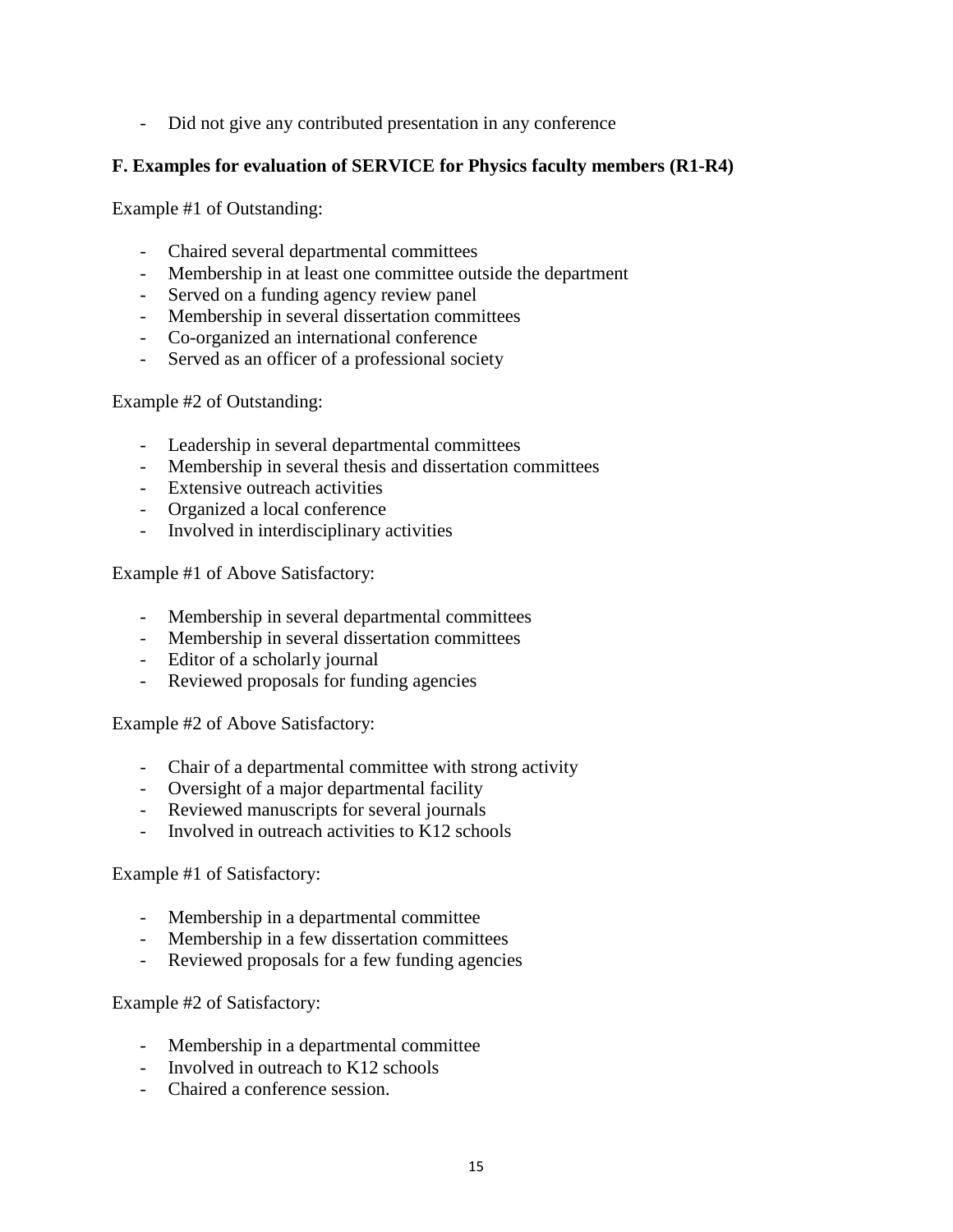- Did not give any contributed presentation in any conference

**F. Examples for evaluation of SERVICE for Physics faculty members (R1-R4)**

Example #1 of Outstanding:

- Chaired several departmental committees
- Membership in at least one committee outside the department
- Served on a funding agency review panel
- Membership in several dissertation committees
- Co-organized an international conference
- Served as an officer of a professional society

Example #2 of Outstanding:

- Leadership in several departmental committees
- Membership in several thesis and dissertation committees
- Extensive outreach activities
- Organized a local conference
- Involved in interdisciplinary activities

Example #1 of Above Satisfactory:

- Membership in several departmental committees
- Membership in several dissertation committees
- Editor of a scholarly journal
- Reviewed proposals for funding agencies

Example #2 of Above Satisfactory:

- Chair of a departmental committee with strong activity
- Oversight of a major departmental facility
- Reviewed manuscripts for several journals
- Involved in outreach activities to K12 schools

Example #1 of Satisfactory:

- Membership in a departmental committee
- Membership in a few dissertation committees
- Reviewed proposals for a few funding agencies

Example #2 of Satisfactory:

- Membership in a departmental committee
- Involved in outreach to K12 schools
- Chaired a conference session.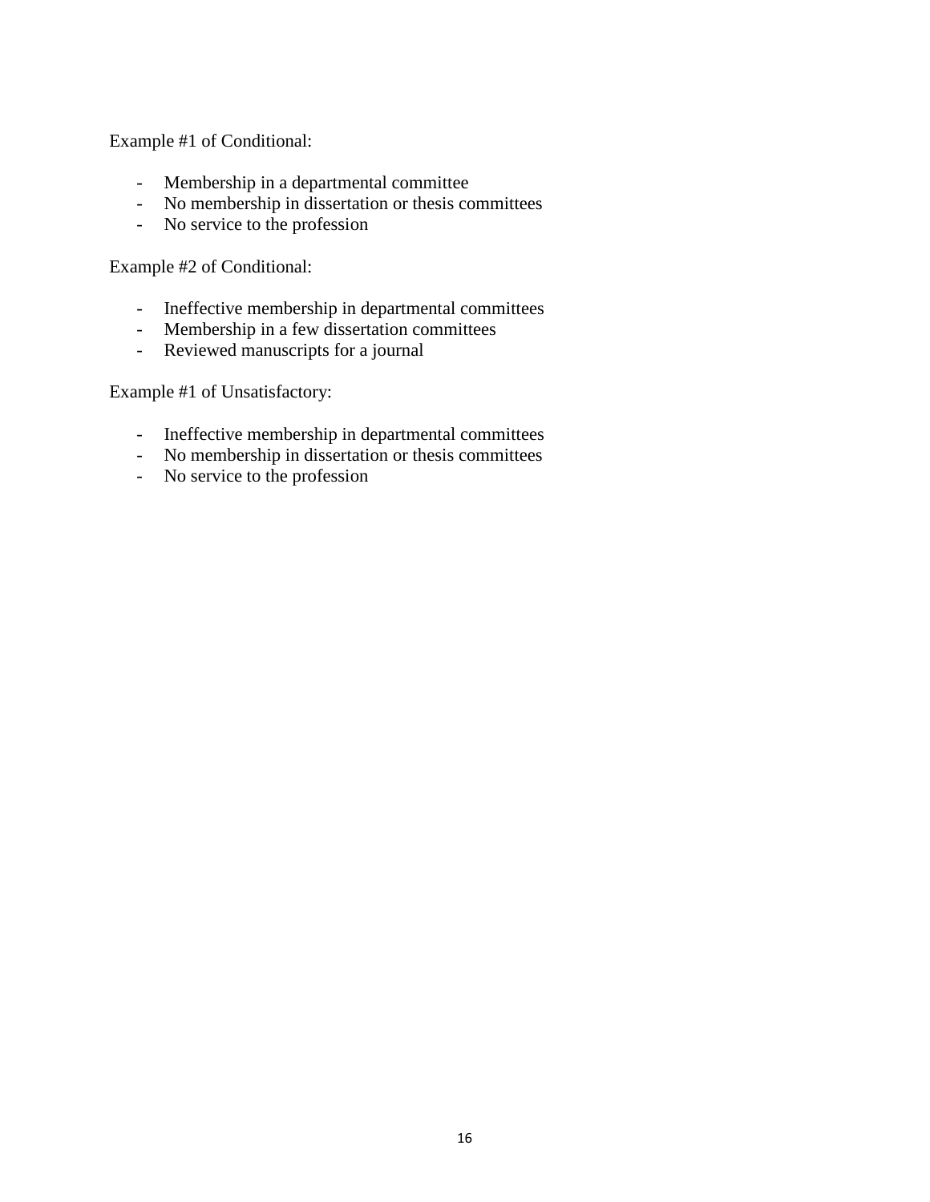Example #1 of Conditional:

- Membership in a departmental committee
- No membership in dissertation or thesis committees
- No service to the profession

Example #2 of Conditional:

- Ineffective membership in departmental committees
- Membership in a few dissertation committees
- Reviewed manuscripts for a journal

Example #1 of Unsatisfactory:

- Ineffective membership in departmental committees
- No membership in dissertation or thesis committees
- No service to the profession